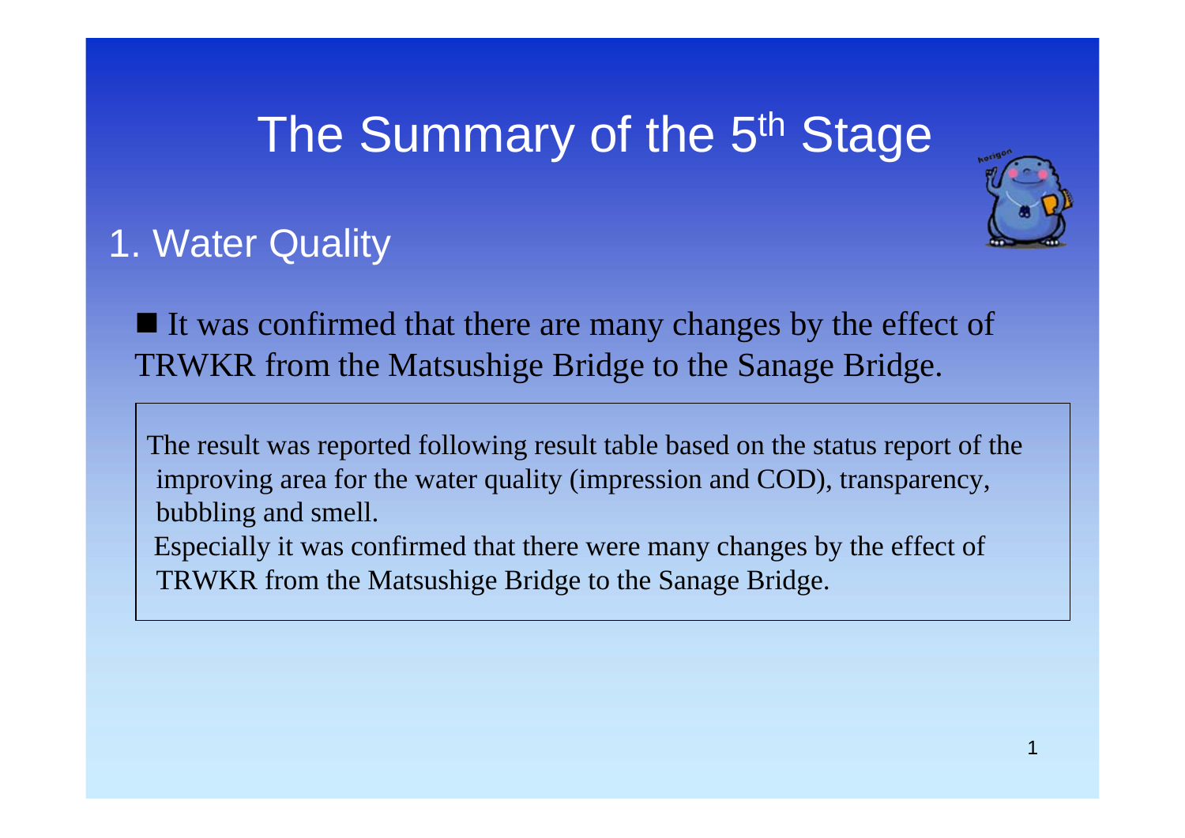# The Summary of the 5th Stage

## 1. Water Quality

■ It was confirmed that there are many changes by the effect of TRWKR from the Matsushige Bridge to the Sanage Bridge.

The result was reported following result table based on the status report of the improving area for the water quality (impression and COD), transparency, bubbling and smell.

Especially it was confirmed that there were many changes by the effect of TRWKR from the Matsushige Bridge to the Sanage Bridge.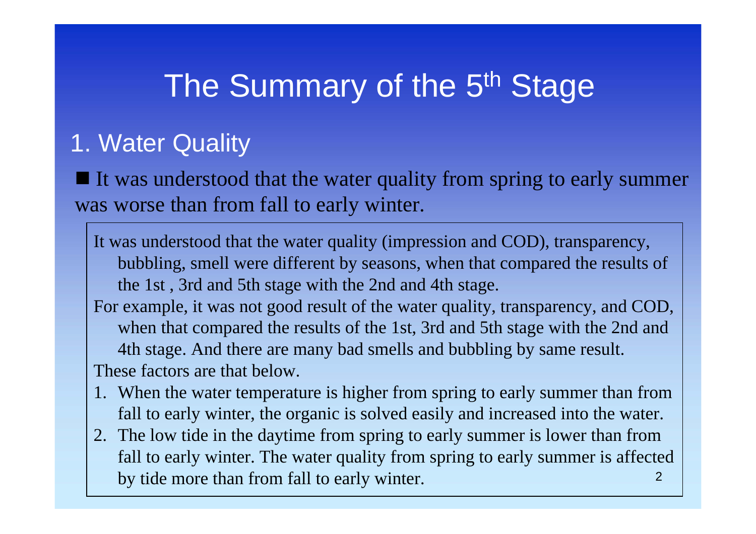# The Summary of the 5th Stage

## 1. Water Quality

■ It was understood that the water quality from spring to early summer was worse than from fall to early winter.

It was understood that the water quality (impression and COD), transparency, bubbling, smell were different by seasons, when that compared the results of the 1st , 3rd and 5th stage with the 2nd and 4th stage.

For example, it was not good result of the water quality, transparency, and COD, when that compared the results of the 1st, 3rd and 5th stage with the 2nd and 4th stage. And there are many bad smells and bubbling by same result.

These factors are that below.

1. When the water temperature is higher from spring to early summer than from fall to early winter, the organic is solved easily and increased into the water.
2. The low tide in the daytime from spring to early summer is lower than from fall to early winter. The water quality from spring to early summer is affected by tide more than from fall to early winter.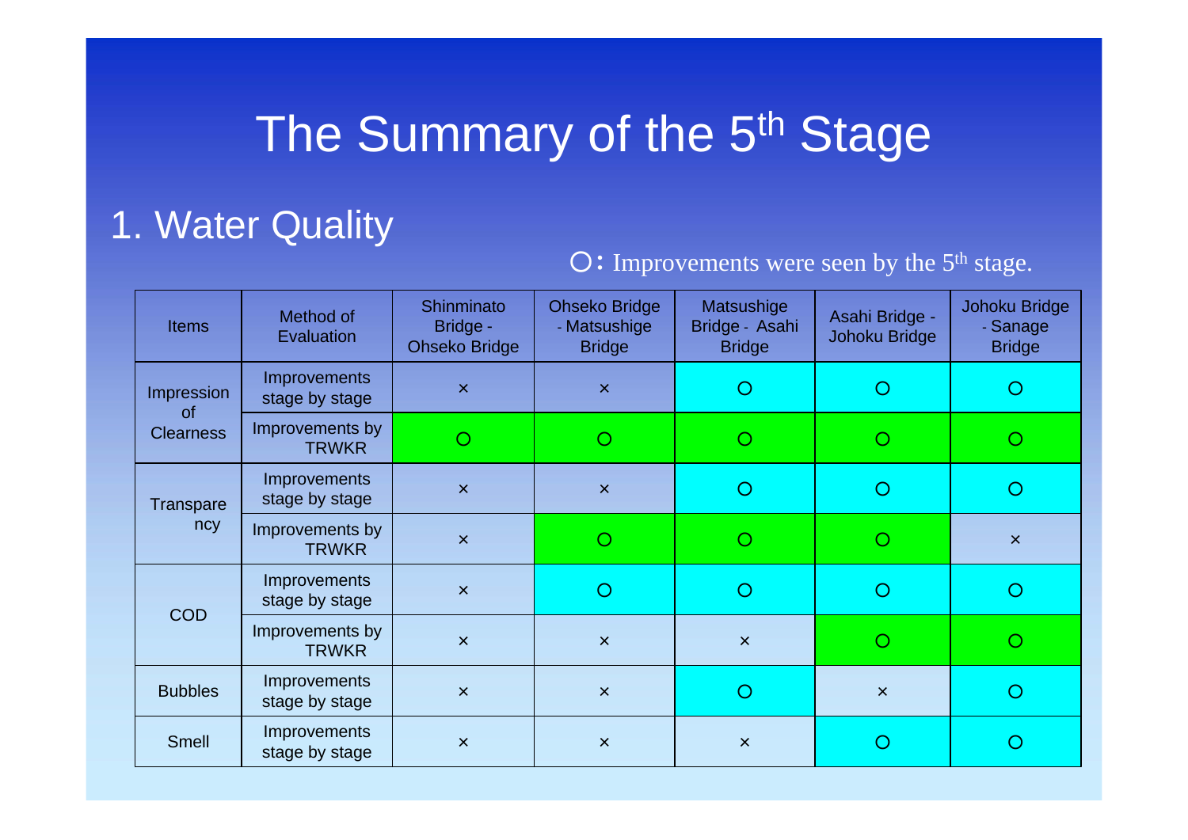# The Summary of the 5th Stage

## 1. Water Quality

○: Improvements were seen by the 5th stage.

| Items | Method of Evaluation | Shinminato Bridge - Ohseko Bridge | Ohseko Bridge - Matsushige Bridge | Matsushige Bridge - Asahi Bridge | Asahi Bridge - Johoku Bridge | Johoku Bridge - Sanage Bridge |
|---|---|---|---|---|---|---|
| Impression of Clearness | Improvements stage by stage | × | × | ○ | ○ | ○ |
| | Improvements by TRWKR | ○ | ○ | ○ | ○ | ○ |
| Transparency | Improvements stage by stage | × | × | ○ | ○ | ○ |
| | Improvements by TRWKR | × | ○ | ○ | ○ | × |
| COD | Improvements stage by stage | × | ○ | ○ | ○ | ○ |
| | Improvements by TRWKR | × | × | × | ○ | ○ |
| Bubbles | Improvements stage by stage | × | × | ○ | × | ○ |
| Smell | Improvements stage by stage | × | × | × | ○ | ○ |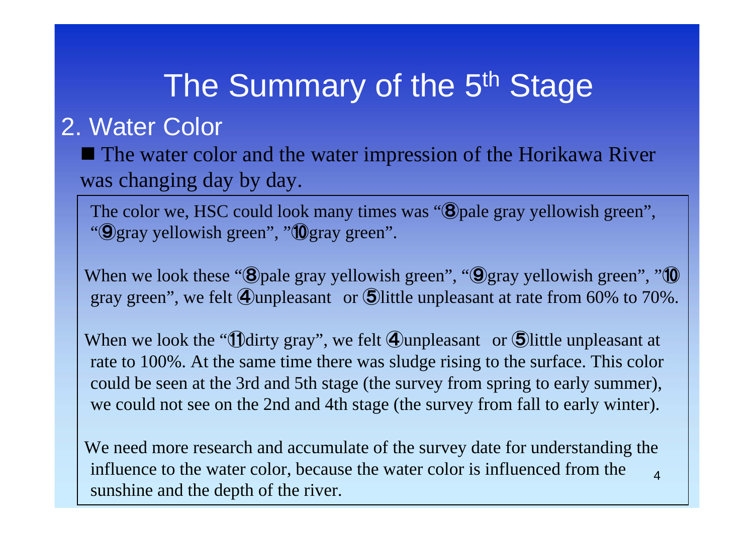# The Summary of the 5th Stage

## 2. Water Color

■ The water color and the water impression of the Horikawa River was changing day by day.

The color we, HSC could look many times was "⑧pale gray yellowish green", "⑨gray yellowish green", "⑩gray green".

When we look these "⑧pale gray yellowish green", "⑨gray yellowish green", "⑩gray green", we felt ④unpleasant or ⑤little unpleasant at rate from 60% to 70%.

When we look the "⑪dirty gray", we felt ④unpleasant or ⑤little unpleasant at rate to 100%. At the same time there was sludge rising to the surface. This color could be seen at the 3rd and 5th stage (the survey from spring to early summer), we could not see on the 2nd and 4th stage (the survey from fall to early winter).

We need more research and accumulate of the survey date for understanding the influence to the water color, because the water color is influenced from the sunshine and the depth of the river.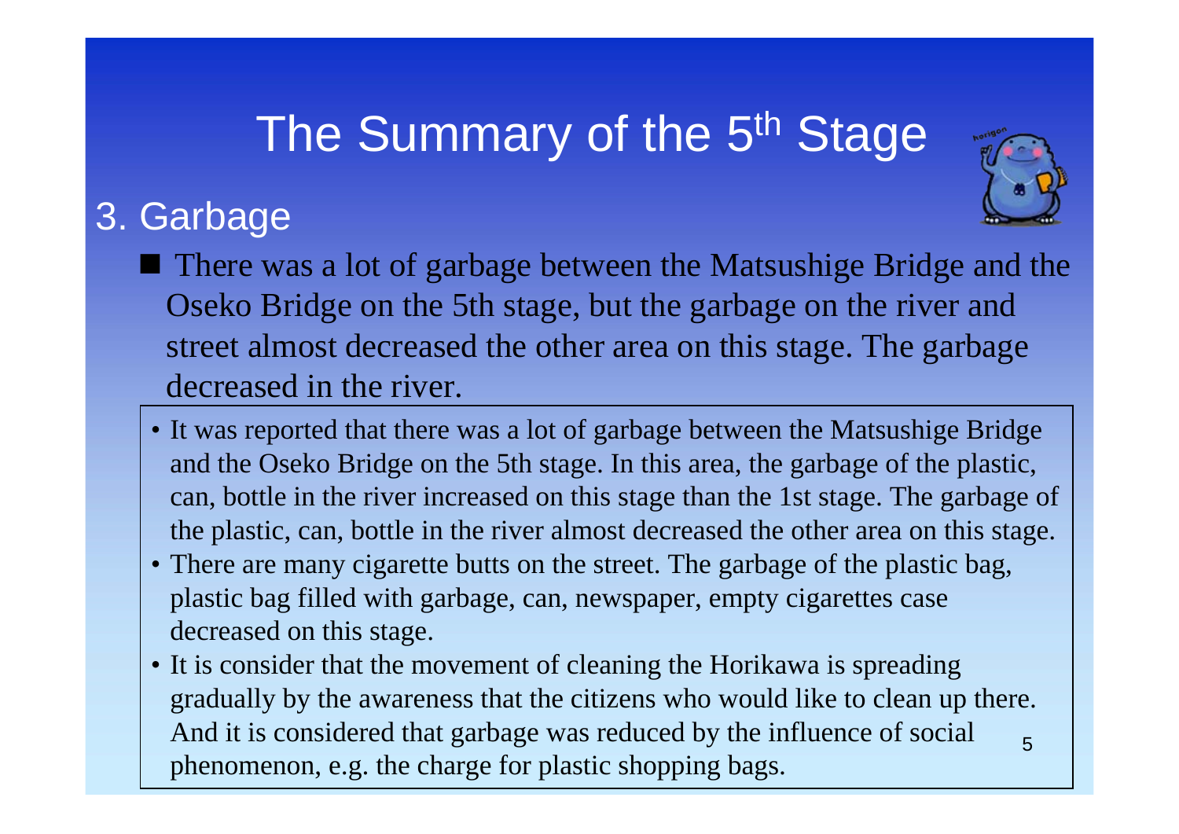# The Summary of the 5th Stage

## 3. Garbage

- There was a lot of garbage between the Matsushige Bridge and the Oseko Bridge on the 5th stage, but the garbage on the river and street almost decreased the other area on this stage. The garbage decreased in the river.

- It was reported that there was a lot of garbage between the Matsushige Bridge and the Oseko Bridge on the 5th stage. In this area, the garbage of the plastic, can, bottle in the river increased on this stage than the 1st stage. The garbage of the plastic, can, bottle in the river almost decreased the other area on this stage.
- There are many cigarette butts on the street. The garbage of the plastic bag, plastic bag filled with garbage, can, newspaper, empty cigarettes case decreased on this stage.
- It is consider that the movement of cleaning the Horikawa is spreading gradually by the awareness that the citizens who would like to clean up there. And it is considered that garbage was reduced by the influence of social phenomenon, e.g. the charge for plastic shopping bags.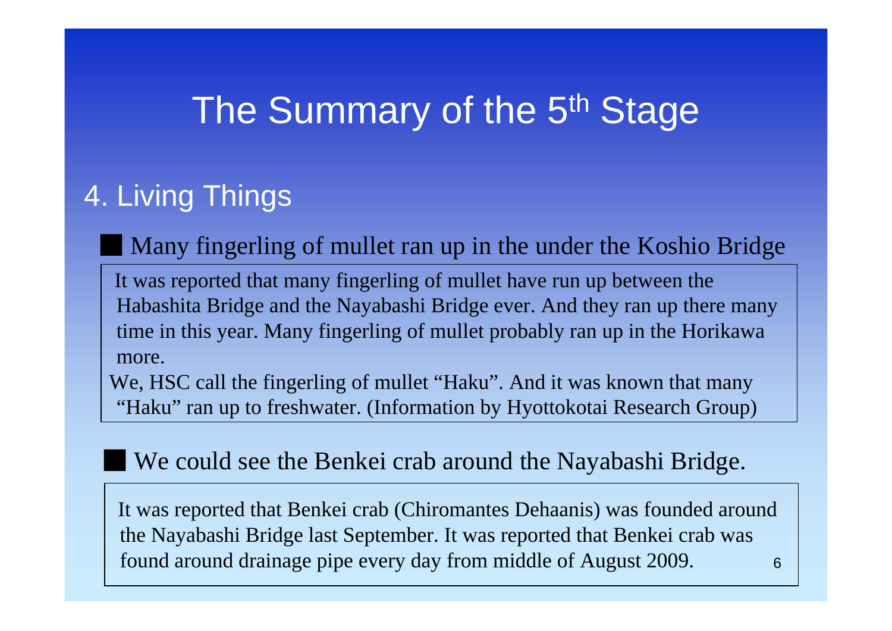# The Summary of the 5th Stage

## 4. Living Things

■ Many fingerling of mullet ran up in the under the Koshio Bridge

It was reported that many fingerling of mullet have run up between the Habashita Bridge and the Nayabashi Bridge ever. And they ran up there many time in this year. Many fingerling of mullet probably ran up in the Horikawa more.

We, HSC call the fingerling of mullet "Haku". And it was known that many "Haku" ran up to freshwater. (Information by Hyottokotai Research Group)

■ We could see the Benkei crab around the Nayabashi Bridge.

It was reported that Benkei crab (Chiromantes Dehaanis) was founded around the Nayabashi Bridge last September. It was reported that Benkei crab was found around drainage pipe every day from middle of August 2009.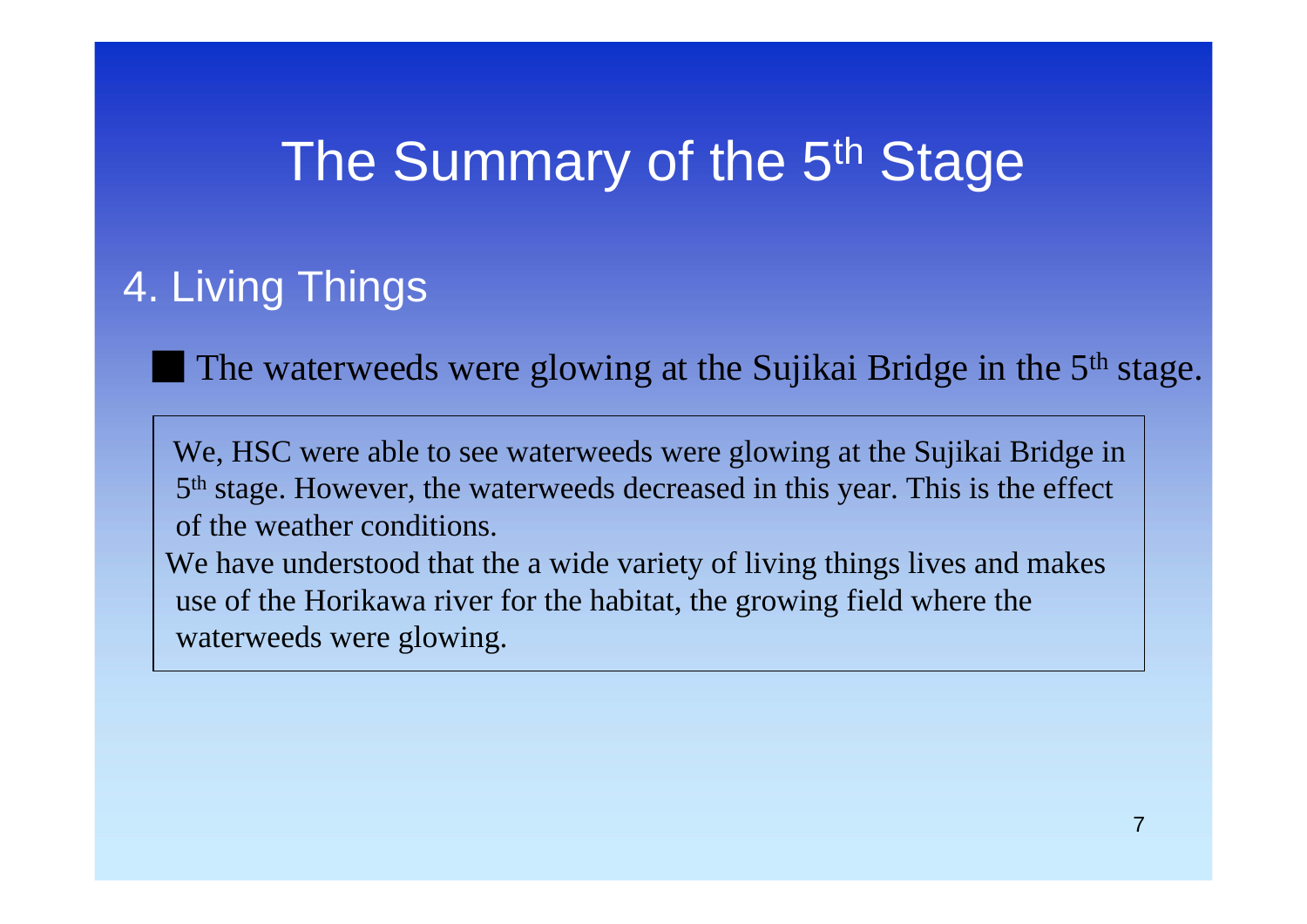# The Summary of the 5th Stage

## 4. Living Things

■ The waterweeds were glowing at the Sujikai Bridge in the 5th stage.

We, HSC were able to see waterweeds were glowing at the Sujikai Bridge in 5th stage. However, the waterweeds decreased in this year. This is the effect of the weather conditions.

We have understood that the a wide variety of living things lives and makes use of the Horikawa river for the habitat, the growing field where the waterweeds were glowing.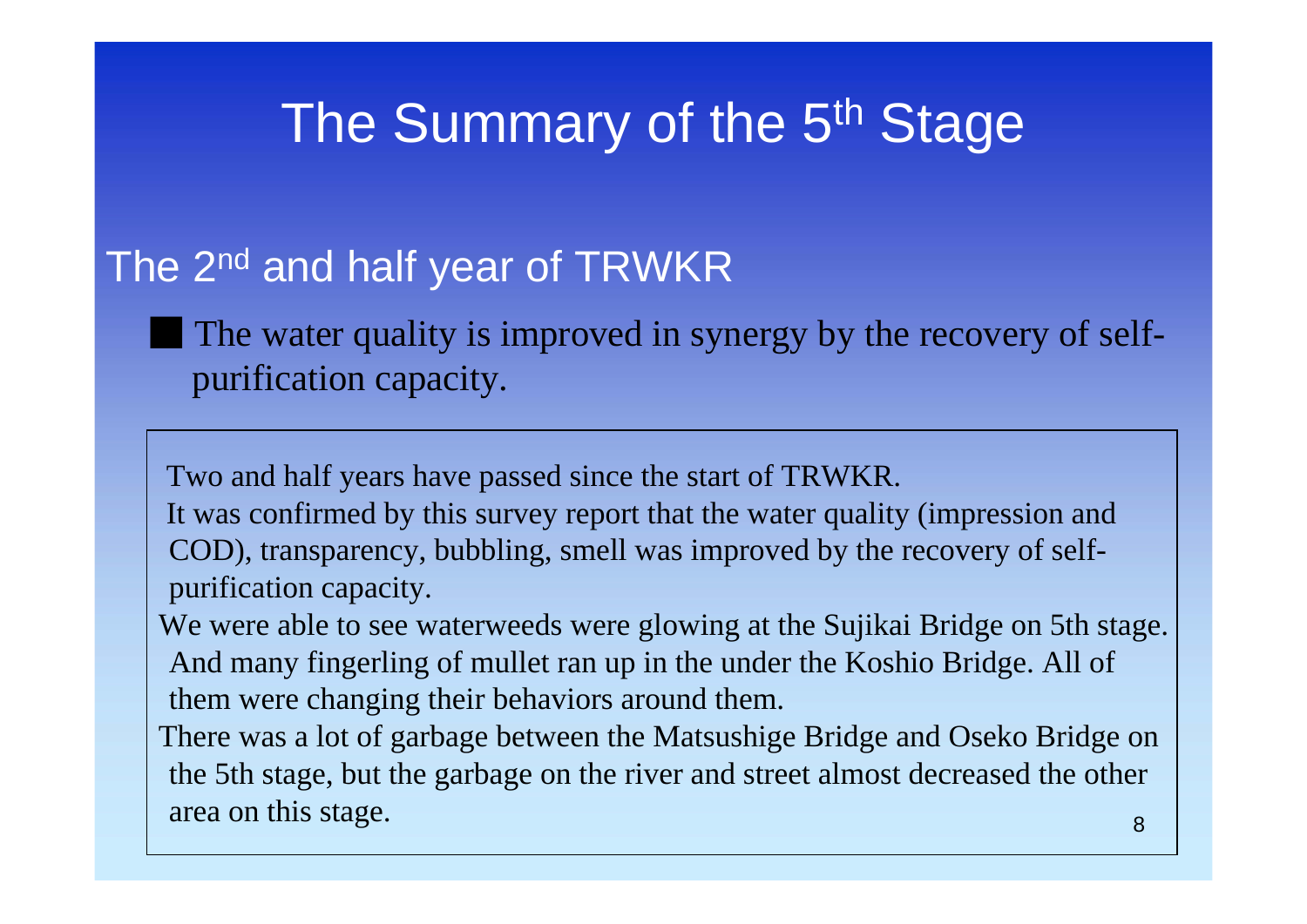# The Summary of the 5th Stage

## The 2nd and half year of TRWKR

■ The water quality is improved in synergy by the recovery of self-purification capacity.

Two and half years have passed since the start of TRWKR.

It was confirmed by this survey report that the water quality (impression and COD), transparency, bubbling, smell was improved by the recovery of self-purification capacity.

We were able to see waterweeds were glowing at the Sujikai Bridge on 5th stage. And many fingerling of mullet ran up in the under the Koshio Bridge. All of them were changing their behaviors around them.

There was a lot of garbage between the Matsushige Bridge and Oseko Bridge on the 5th stage, but the garbage on the river and street almost decreased the other area on this stage.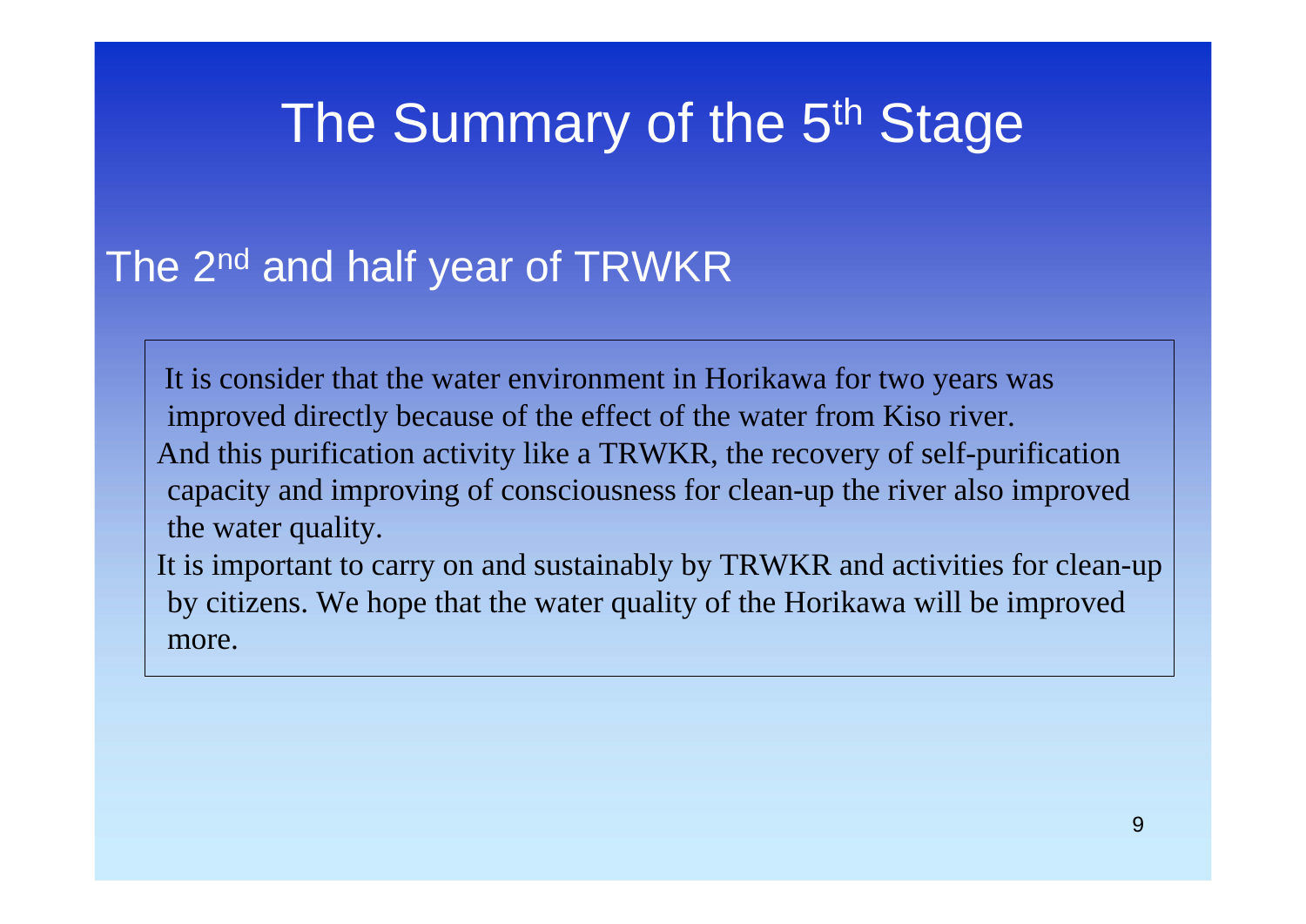# The Summary of the 5th Stage

## The 2nd and half year of TRWKR

It is consider that the water environment in Horikawa for two years was improved directly because of the effect of the water from Kiso river.
And this purification activity like a TRWKR, the recovery of self-purification capacity and improving of consciousness for clean-up the river also improved the water quality.
It is important to carry on and sustainably by TRWKR and activities for clean-up by citizens. We hope that the water quality of the Horikawa will be improved more.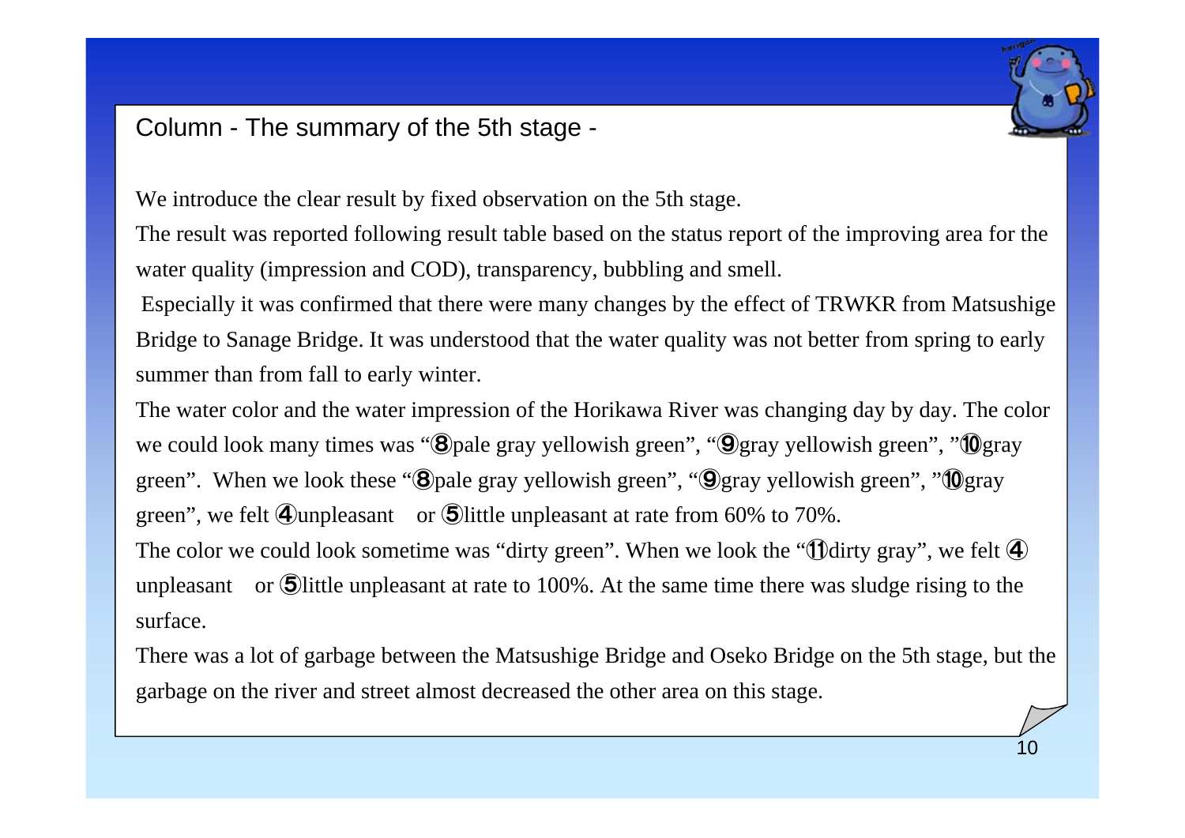## Column - The summary of the 5th stage -

We introduce the clear result by fixed observation on the 5th stage.

The result was reported following result table based on the status report of the improving area for the water quality (impression and COD), transparency, bubbling and smell.

Especially it was confirmed that there were many changes by the effect of TRWKR from Matsushige Bridge to Sanage Bridge. It was understood that the water quality was not better from spring to early summer than from fall to early winter.

The water color and the water impression of the Horikawa River was changing day by day. The color we could look many times was "⑧pale gray yellowish green", "⑨gray yellowish green", "⑩gray green". When we look these "⑧pale gray yellowish green", "⑨gray yellowish green", "⑩gray green", we felt ④unpleasant or ⑤little unpleasant at rate from 60% to 70%.

The color we could look sometime was "dirty green". When we look the "⑪dirty gray", we felt ④unpleasant or ⑤little unpleasant at rate to 100%. At the same time there was sludge rising to the surface.

There was a lot of garbage between the Matsushige Bridge and Oseko Bridge on the 5th stage, but the garbage on the river and street almost decreased the other area on this stage.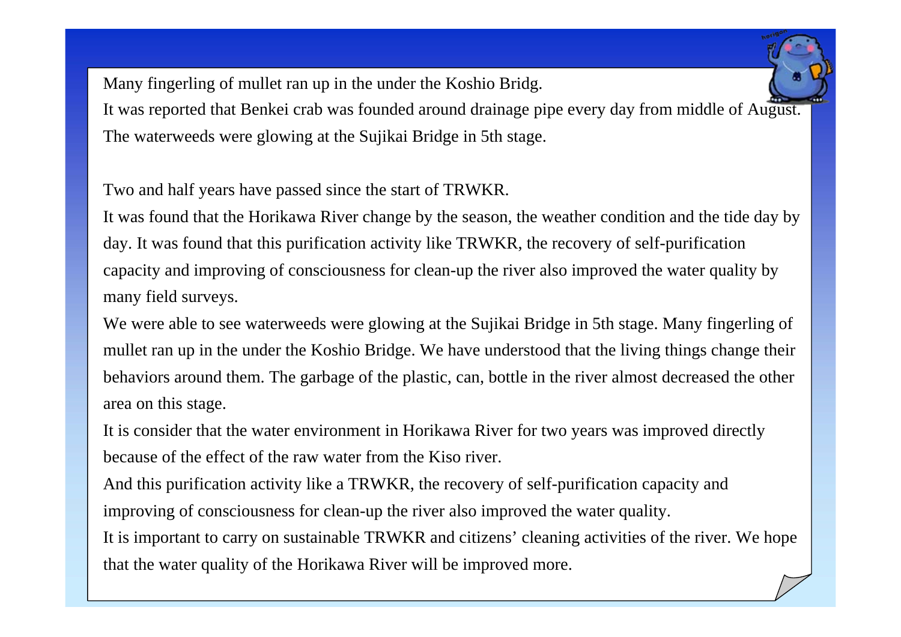Many fingerling of mullet ran up in the under the Koshio Bridg.

It was reported that Benkei crab was founded around drainage pipe every day from middle of August.

The waterweeds were glowing at the Sujikai Bridge in 5th stage.

Two and half years have passed since the start of TRWKR.

It was found that the Horikawa River change by the season, the weather condition and the tide day by day. It was found that this purification activity like TRWKR, the recovery of self-purification capacity and improving of consciousness for clean-up the river also improved the water quality by many field surveys.

We were able to see waterweeds were glowing at the Sujikai Bridge in 5th stage. Many fingerling of mullet ran up in the under the Koshio Bridge. We have understood that the living things change their behaviors around them. The garbage of the plastic, can, bottle in the river almost decreased the other area on this stage.

It is consider that the water environment in Horikawa River for two years was improved directly because of the effect of the raw water from the Kiso river.

And this purification activity like a TRWKR, the recovery of self-purification capacity and improving of consciousness for clean-up the river also improved the water quality.

It is important to carry on sustainable TRWKR and citizens' cleaning activities of the river. We hope that the water quality of the Horikawa River will be improved more.